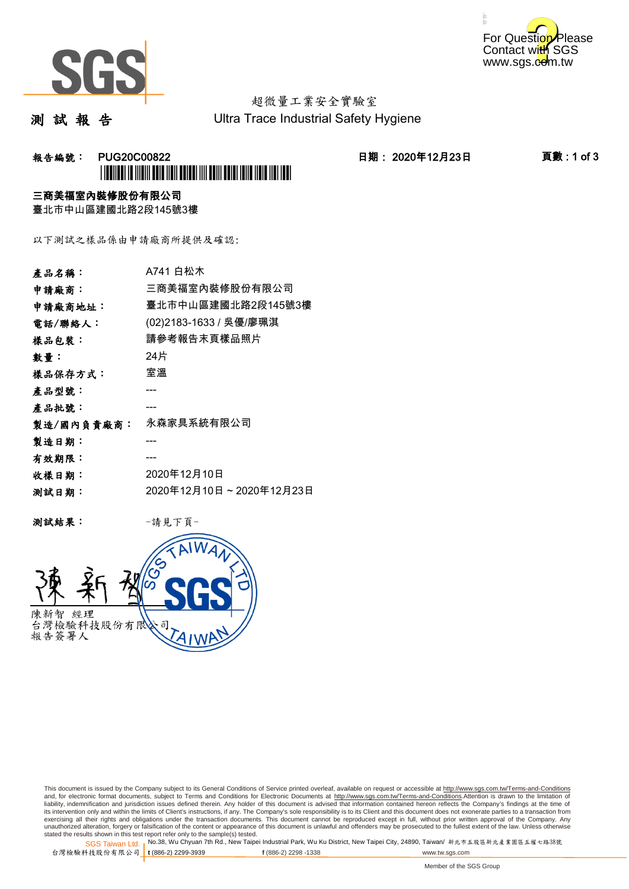For Question Please Contact with SGS
www.sgs.com.tw

# 測 試 報 告

超微量工業安全實驗室
Ultra Trace Industrial Safety Hygiene

**報告編號： PUG20C00822**　　**日期： 2020年12月23日**　　**頁數 : 1 of 3**

**三商美福室內裝修股份有限公司**
臺北市中山區建國北路2段145號3樓

以下測試之樣品係由申請廠商所提供及確認:

| | |
|---|---|
| **產品名稱：** | A741 白松木 |
| **申請廠商：** | 三商美福室內裝修股份有限公司 |
| **申請廠商地址：** | 臺北市中山區建國北路2段145號3樓 |
| **電話/聯絡人：** | (02)2183-1633 / 吳優/廖珮淇 |
| **樣品包裝：** | 請參考報告末頁樣品照片 |
| **數量：** | 24片 |
| **樣品保存方式：** | 室溫 |
| **產品型號：** | --- |
| **產品批號：** | --- |
| **製造/國內負責廠商：** | 永森家具系統有限公司 |
| **製造日期：** | --- |
| **有效期限：** | --- |
| **收樣日期：** | 2020年12月10日 |
| **測試日期：** | 2020年12月10日 ~ 2020年12月23日 |

**測試結果：**　　-請見下頁-

陳新智　經理
台灣檢驗科技股份有限公司
報告簽署人

This document is issued by the Company subject to its General Conditions of Service printed overleaf, available on request or accessible at http://www.sgs.com.tw/Terms-and-Conditions and, for electronic format documents, subject to Terms and Conditions for Electronic Documents at http://www.sgs.com.tw/Terms-and-Conditions.Attention is drawn to the limitation of liability, indemnification and jurisdiction issues defined therein. Any holder of this document is advised that information contained hereon reflects the Company's findings at the time of its intervention only and within the limits of Client's instructions, if any. The Company's sole responsibility is to its Client and this document does not exonerate parties to a transaction from exercising all their rights and obligations under the transaction documents. This document cannot be reproduced except in full, without prior written approval of the Company. Any unauthorized alteration, forgery or falsification of the content or appearance of this document is unlawful and offenders may be prosecuted to the fullest extent of the law. Unless otherwise stated the results shown in this test report refer only to the sample(s) tested.

SGS Taiwan Ltd. 台灣檢驗科技股份有限公司 | No.38, Wu Chyuan 7th Rd., New Taipei Industrial Park, Wu Ku District, New Taipei City, 24890, Taiwan/ 新北市五股區新北產業園區五權七路38號
t (886-2) 2299-3939　f (886-2) 2298 -1338　www.tw.sgs.com

Member of the SGS Group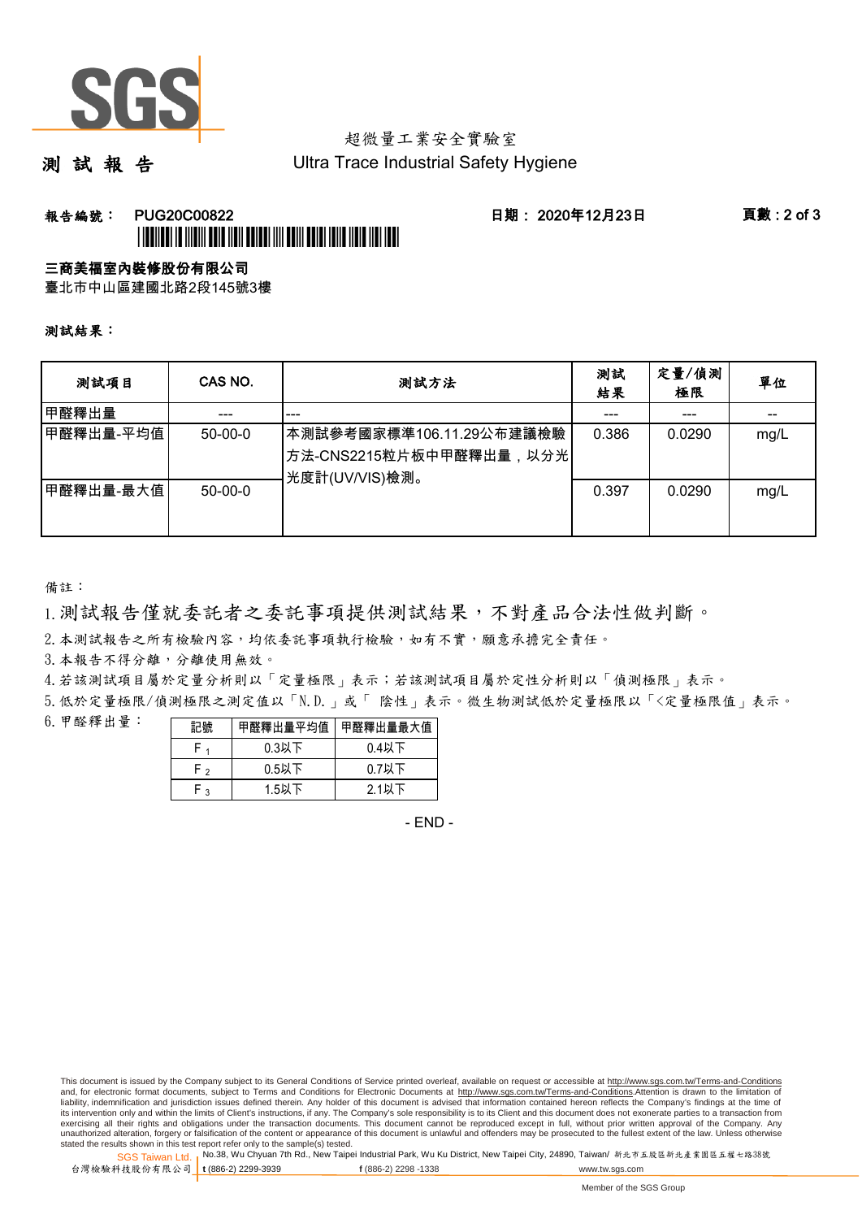超微量工業安全實驗室

# 測 試 報 告

Ultra Trace Industrial Safety Hygiene

**報告編號： PUG20C00822** **日期： 2020年12月23日**

**三商美福室內裝修股份有限公司**

臺北市中山區建國北路2段145號3樓

**測試結果：**

| 測試項目 | CAS NO. | 測試方法 | 測試結果 | 定量/偵測極限 | 單位 |
|---|---|---|---|---|---|
| 甲醛釋出量 | --- | --- | --- | --- | -- |
| 甲醛釋出量-平均值 | 50-00-0 | 本測試參考國家標準106.11.29公布建議檢驗方法-CNS2215粒片板中甲醛釋出量，以分光光度計(UV/VIS)檢測。 | 0.386 | 0.0290 | mg/L |
| 甲醛釋出量-最大值 | 50-00-0 | | 0.397 | 0.0290 | mg/L |

備註：

1. 測試報告僅就委託者之委託事項提供測試結果，不對產品合法性做判斷。
2. 本測試報告之所有檢驗內容，均依委託事項執行檢驗，如有不實，願意承擔完全責任。
3. 本報告不得分離，分離使用無效。
4. 若該測試項目屬於定量分析則以「定量極限」表示；若該測試項目屬於定性分析則以「偵測極限」表示。
5. 低於定量極限/偵測極限之測定值以「N.D.」或「 陰性」表示。微生物測試低於定量極限以「<定量極限值」表示。
6. 甲醛釋出量：

| 記號 | 甲醛釋出量平均值 | 甲醛釋出量最大值 |
|---|---|---|
| $F_1$ | 0.3以下 | 0.4以下 |
| $F_2$ | 0.5以下 | 0.7以下 |
| $F_3$ | 1.5以下 | 2.1以下 |

- END -

This document is issued by the Company subject to its General Conditions of Service printed overleaf, available on request or accessible at http://www.sgs.com.tw/Terms-and-Conditions and, for electronic format documents, subject to Terms and Conditions for Electronic Documents at http://www.sgs.com.tw/Terms-and-Conditions.Attention is drawn to the limitation of liability, indemnification and jurisdiction issues defined therein. Any holder of this document is advised that information contained hereon reflects the Company's findings at the time of its intervention only and within the limits of Client's instructions, if any. The Company's sole responsibility is to its Client and this document does not exonerate parties to a transaction from exercising all their rights and obligations under the transaction documents. This document cannot be reproduced except in full, without prior written approval of the Company. Any unauthorized alteration, forgery or falsification of the content or appearance of this document is unlawful and offenders may be prosecuted to the fullest extent of the law. Unless otherwise stated the results shown in this test report refer only to the sample(s) tested.

SGS Taiwan Ltd. 台灣檢驗科技股份有限公司 | No.38, Wu Chyuan 7th Rd., New Taipei Industrial Park, Wu Ku District, New Taipei City, 24890, Taiwan/ 新北市五股區新北產業園區五權七路38號 | t (886-2) 2299-3939 f (886-2) 2298 -1338 www.tw.sgs.com

Member of the SGS Group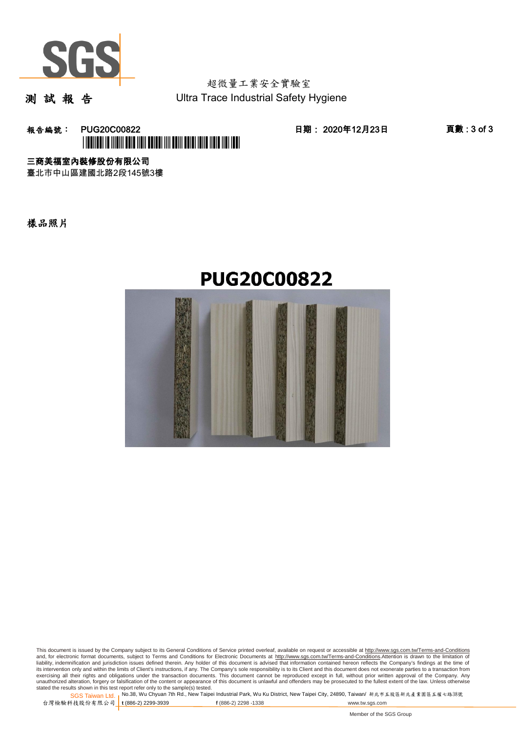超微量工業安全實驗室

# 測 試 報 告

Ultra Trace Industrial Safety Hygiene

**報告編號： PUG20C00822** **日期： 2020年12月23日**

**三商美福室內裝修股份有限公司**

臺北市中山區建國北路2段145號3樓

**樣品照片**

**PUG20C00822**

This document is issued by the Company subject to its General Conditions of Service printed overleaf, available on request or accessible at http://www.sgs.com.tw/Terms-and-Conditions and, for electronic format documents, subject to Terms and Conditions for Electronic Documents at http://www.sgs.com.tw/Terms-and-Conditions.Attention is drawn to the limitation of liability, indemnification and jurisdiction issues defined therein. Any holder of this document is advised that information contained hereon reflects the Company's findings at the time of its intervention only and within the limits of Client's instructions, if any. The Company's sole responsibility is to its Client and this document does not exonerate parties to a transaction from exercising all their rights and obligations under the transaction documents. This document cannot be reproduced except in full, without prior written approval of the Company. Any unauthorized alteration, forgery or falsification of the content or appearance of this document is unlawful and offenders may be prosecuted to the fullest extent of the law. Unless otherwise stated the results shown in this test report refer only to the sample(s) tested.

SGS Taiwan Ltd. | No.38, Wu Chyuan 7th Rd., New Taipei Industrial Park, Wu Ku District, New Taipei City, 24890, Taiwan/ 新北市五股區新北產業園區五權七路38號

台灣檢驗科技股份有限公司 | t (886-2) 2299-3939 f (886-2) 2298 -1338 www.tw.sgs.com

Member of the SGS Group